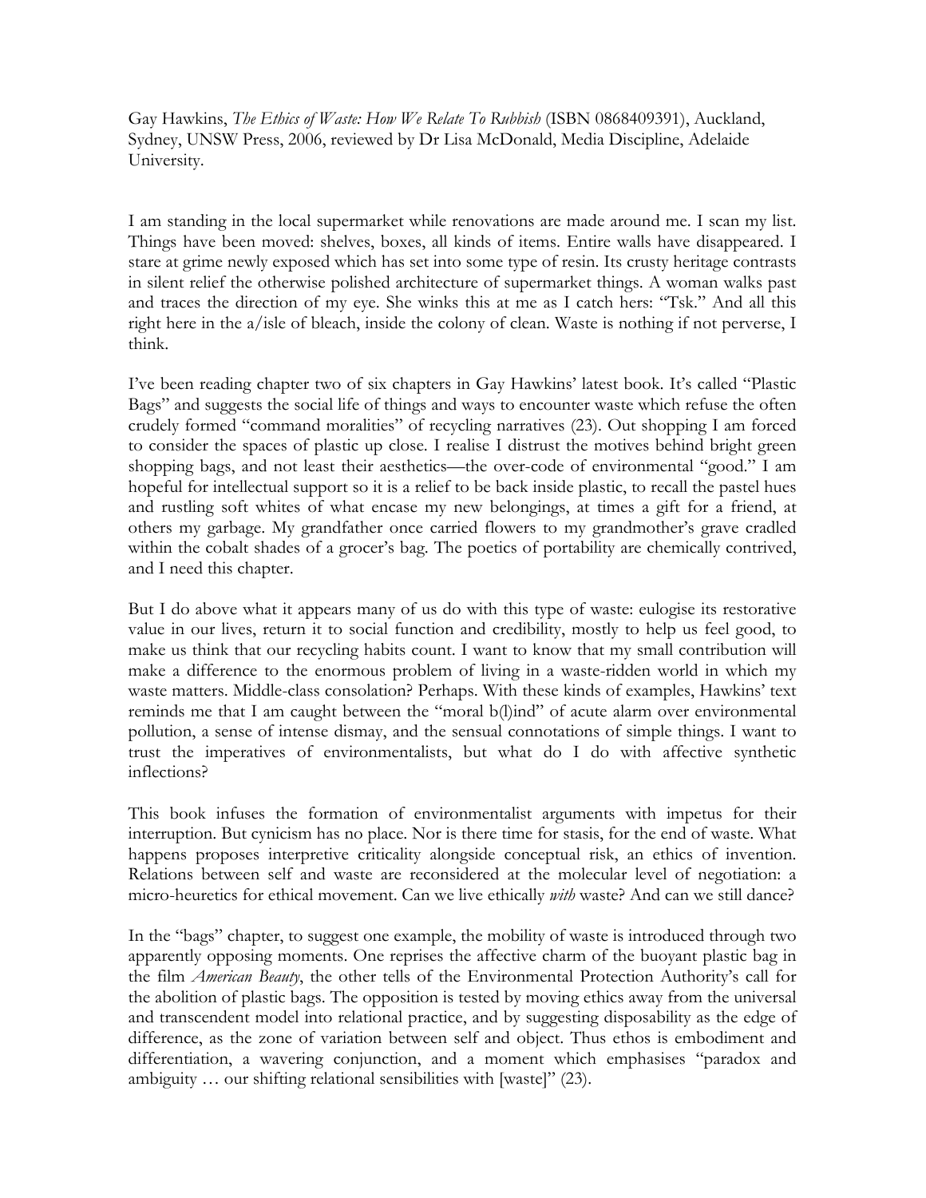Gay Hawkins, *The Ethics of Waste: How We Relate To Rubbish* (ISBN 0868409391), Auckland, Sydney, UNSW Press, 2006, reviewed by Dr Lisa McDonald, Media Discipline, Adelaide University.

I am standing in the local supermarket while renovations are made around me. I scan my list. Things have been moved: shelves, boxes, all kinds of items. Entire walls have disappeared. I stare at grime newly exposed which has set into some type of resin. Its crusty heritage contrasts in silent relief the otherwise polished architecture of supermarket things. A woman walks past and traces the direction of my eye. She winks this at me as I catch hers: "Tsk." And all this right here in the a/isle of bleach, inside the colony of clean. Waste is nothing if not perverse, I think.

I've been reading chapter two of six chapters in Gay Hawkins' latest book. It's called "Plastic Bags" and suggests the social life of things and ways to encounter waste which refuse the often crudely formed "command moralities" of recycling narratives (23). Out shopping I am forced to consider the spaces of plastic up close. I realise I distrust the motives behind bright green shopping bags, and not least their aesthetics—the over-code of environmental "good." I am hopeful for intellectual support so it is a relief to be back inside plastic, to recall the pastel hues and rustling soft whites of what encase my new belongings, at times a gift for a friend, at others my garbage. My grandfather once carried flowers to my grandmother's grave cradled within the cobalt shades of a grocer's bag. The poetics of portability are chemically contrived, and I need this chapter.

But I do above what it appears many of us do with this type of waste: eulogise its restorative value in our lives, return it to social function and credibility, mostly to help us feel good, to make us think that our recycling habits count. I want to know that my small contribution will make a difference to the enormous problem of living in a waste-ridden world in which my waste matters. Middle-class consolation? Perhaps. With these kinds of examples, Hawkins' text reminds me that I am caught between the "moral b(l)ind" of acute alarm over environmental pollution, a sense of intense dismay, and the sensual connotations of simple things. I want to trust the imperatives of environmentalists, but what do I do with affective synthetic inflections?

This book infuses the formation of environmentalist arguments with impetus for their interruption. But cynicism has no place. Nor is there time for stasis, for the end of waste. What happens proposes interpretive criticality alongside conceptual risk, an ethics of invention. Relations between self and waste are reconsidered at the molecular level of negotiation: a micro-heuretics for ethical movement. Can we live ethically *with* waste? And can we still dance?

In the "bags" chapter, to suggest one example, the mobility of waste is introduced through two apparently opposing moments. One reprises the affective charm of the buoyant plastic bag in the film *American Beauty*, the other tells of the Environmental Protection Authority's call for the abolition of plastic bags. The opposition is tested by moving ethics away from the universal and transcendent model into relational practice, and by suggesting disposability as the edge of difference, as the zone of variation between self and object. Thus ethos is embodiment and differentiation, a wavering conjunction, and a moment which emphasises "paradox and ambiguity … our shifting relational sensibilities with [waste]" (23).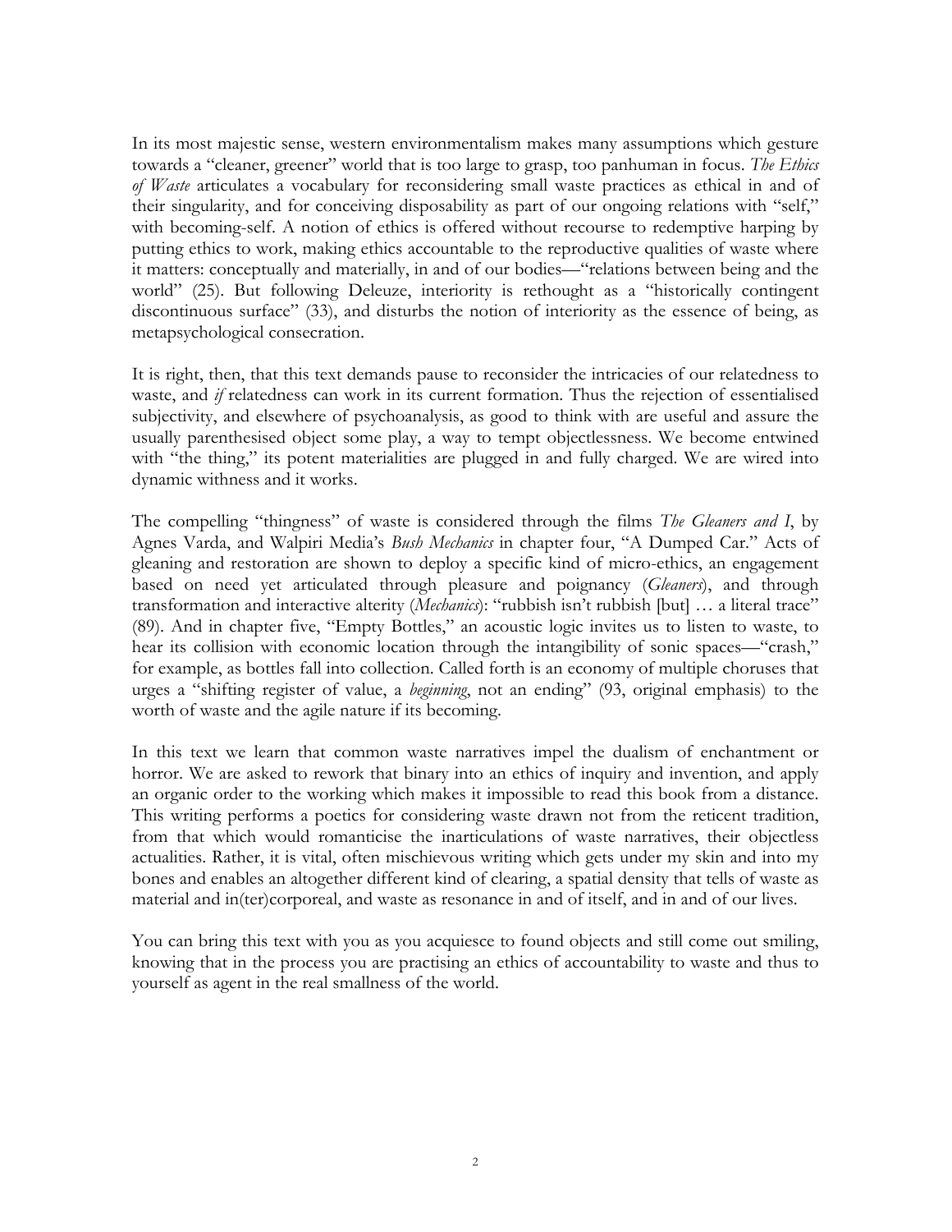In its most majestic sense, western environmentalism makes many assumptions which gesture towards a "cleaner, greener" world that is too large to grasp, too panhuman in focus. *The Ethics of Waste* articulates a vocabulary for reconsidering small waste practices as ethical in and of their singularity, and for conceiving disposability as part of our ongoing relations with "self," with becoming-self. A notion of ethics is offered without recourse to redemptive harping by putting ethics to work, making ethics accountable to the reproductive qualities of waste where it matters: conceptually and materially, in and of our bodies—"relations between being and the world" (25). But following Deleuze, interiority is rethought as a "historically contingent discontinuous surface" (33), and disturbs the notion of interiority as the essence of being, as metapsychological consecration.

It is right, then, that this text demands pause to reconsider the intricacies of our relatedness to waste, and *if* relatedness can work in its current formation. Thus the rejection of essentialised subjectivity, and elsewhere of psychoanalysis, as good to think with are useful and assure the usually parenthesised object some play, a way to tempt objectlessness. We become entwined with "the thing," its potent materialities are plugged in and fully charged. We are wired into dynamic withness and it works.

The compelling "thingness" of waste is considered through the films *The Gleaners and I*, by Agnes Varda, and Walpiri Media's *Bush Mechanics* in chapter four, "A Dumped Car." Acts of gleaning and restoration are shown to deploy a specific kind of micro-ethics, an engagement based on need yet articulated through pleasure and poignancy (*Gleaners*), and through transformation and interactive alterity (*Mechanics*): "rubbish isn't rubbish [but] … a literal trace" (89). And in chapter five, "Empty Bottles," an acoustic logic invites us to listen to waste, to hear its collision with economic location through the intangibility of sonic spaces—"crash," for example, as bottles fall into collection. Called forth is an economy of multiple choruses that urges a "shifting register of value, a *beginning*, not an ending" (93, original emphasis) to the worth of waste and the agile nature if its becoming.

In this text we learn that common waste narratives impel the dualism of enchantment or horror. We are asked to rework that binary into an ethics of inquiry and invention, and apply an organic order to the working which makes it impossible to read this book from a distance. This writing performs a poetics for considering waste drawn not from the reticent tradition, from that which would romanticise the inarticulations of waste narratives, their objectless actualities. Rather, it is vital, often mischievous writing which gets under my skin and into my bones and enables an altogether different kind of clearing, a spatial density that tells of waste as material and in(ter)corporeal, and waste as resonance in and of itself, and in and of our lives.

You can bring this text with you as you acquiesce to found objects and still come out smiling, knowing that in the process you are practising an ethics of accountability to waste and thus to yourself as agent in the real smallness of the world.